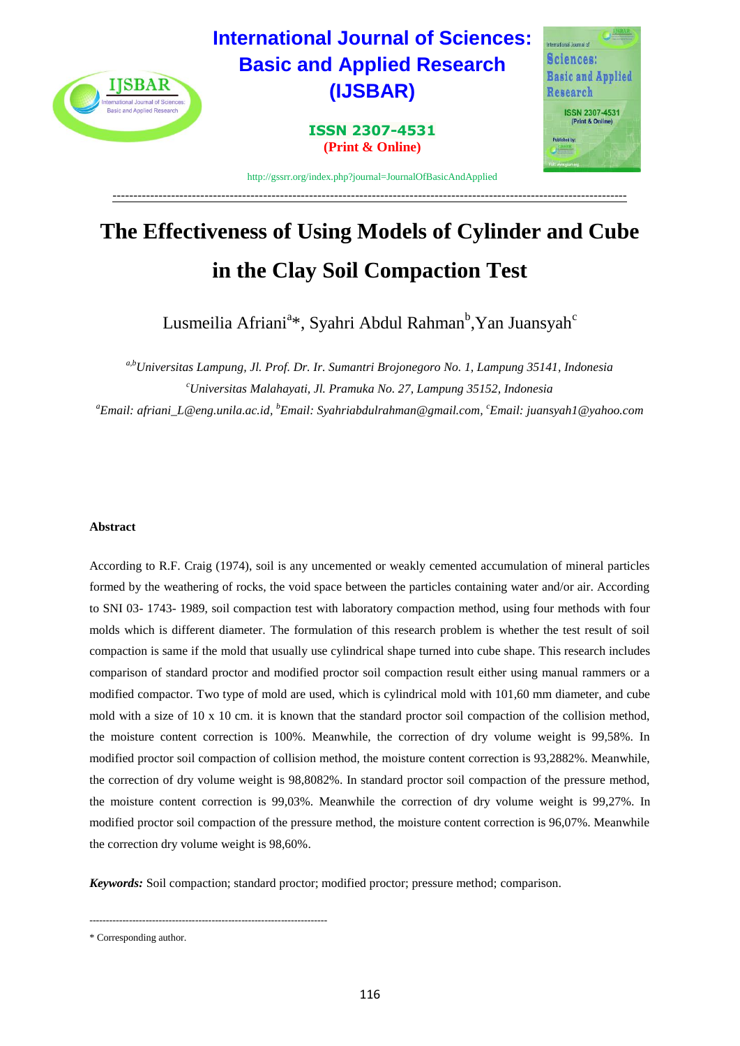# International Journal of Sciences: Basic and Applied Research (IJSBAR)

**ISSN 2307-4531**
**(Print & Online)**

http://gssrr.org/index.php?journal=JournalOfBasicAndApplied

---

# The Effectiveness of Using Models of Cylinder and Cube in the Clay Soil Compaction Test

Lusmeilia Afriani[a]*, Syahri Abdul Rahman[b], Yan Juansyah[c]

*[a,b]Universitas Lampung, Jl. Prof. Dr. Ir. Sumantri Brojonegoro No. 1, Lampung 35141, Indonesia*
*[c]Universitas Malahayati, Jl. Pramuka No. 27, Lampung 35152, Indonesia*
*[a]Email: afriani_L@eng.unila.ac.id, [b]Email: Syahriabdulrahman@gmail.com, [c]Email: juansyah1@yahoo.com*

## Abstract

According to R.F. Craig (1974), soil is any uncemented or weakly cemented accumulation of mineral particles formed by the weathering of rocks, the void space between the particles containing water and/or air. According to SNI 03- 1743- 1989, soil compaction test with laboratory compaction method, using four methods with four molds which is different diameter. The formulation of this research problem is whether the test result of soil compaction is same if the mold that usually use cylindrical shape turned into cube shape. This research includes comparison of standard proctor and modified proctor soil compaction result either using manual rammers or a modified compactor. Two type of mold are used, which is cylindrical mold with 101,60 mm diameter, and cube mold with a size of 10 x 10 cm. it is known that the standard proctor soil compaction of the collision method, the moisture content correction is 100%. Meanwhile, the correction of dry volume weight is 99,58%. In modified proctor soil compaction of collision method, the moisture content correction is 93,2882%. Meanwhile, the correction of dry volume weight is 98,8082%. In standard proctor soil compaction of the pressure method, the moisture content correction is 99,03%. Meanwhile the correction of dry volume weight is 99,27%. In modified proctor soil compaction of the pressure method, the moisture content correction is 96,07%. Meanwhile the correction dry volume weight is 98,60%.

***Keywords:*** Soil compaction; standard proctor; modified proctor; pressure method; comparison.

---

\* Corresponding author.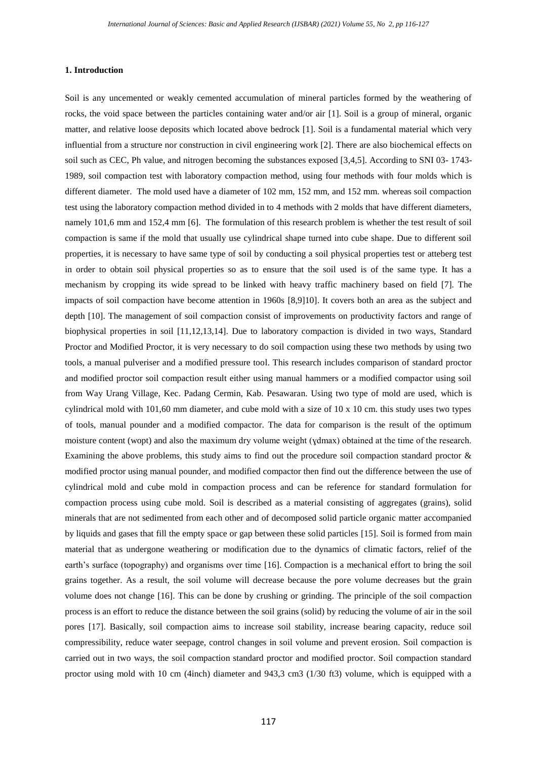## 1. Introduction

Soil is any uncemented or weakly cemented accumulation of mineral particles formed by the weathering of rocks, the void space between the particles containing water and/or air [1]. Soil is a group of mineral, organic matter, and relative loose deposits which located above bedrock [1]. Soil is a fundamental material which very influential from a structure nor construction in civil engineering work [2]. There are also biochemical effects on soil such as CEC, Ph value, and nitrogen becoming the substances exposed [3,4,5]. According to SNI 03- 1743-1989, soil compaction test with laboratory compaction method, using four methods with four molds which is different diameter. The mold used have a diameter of 102 mm, 152 mm, and 152 mm. whereas soil compaction test using the laboratory compaction method divided in to 4 methods with 2 molds that have different diameters, namely 101,6 mm and 152,4 mm [6]. The formulation of this research problem is whether the test result of soil compaction is same if the mold that usually use cylindrical shape turned into cube shape. Due to different soil properties, it is necessary to have same type of soil by conducting a soil physical properties test or atteberg test in order to obtain soil physical properties so as to ensure that the soil used is of the same type. It has a mechanism by cropping its wide spread to be linked with heavy traffic machinery based on field [7]. The impacts of soil compaction have become attention in 1960s [8,9]10]. It covers both an area as the subject and depth [10]. The management of soil compaction consist of improvements on productivity factors and range of biophysical properties in soil [11,12,13,14]. Due to laboratory compaction is divided in two ways, Standard Proctor and Modified Proctor, it is very necessary to do soil compaction using these two methods by using two tools, a manual pulveriser and a modified pressure tool. This research includes comparison of standard proctor and modified proctor soil compaction result either using manual hammers or a modified compactor using soil from Way Urang Village, Kec. Padang Cermin, Kab. Pesawaran. Using two type of mold are used, which is cylindrical mold with 101,60 mm diameter, and cube mold with a size of 10 x 10 cm. this study uses two types of tools, manual pounder and a modified compactor. The data for comparison is the result of the optimum moisture content (wopt) and also the maximum dry volume weight (ɣdmax) obtained at the time of the research. Examining the above problems, this study aims to find out the procedure soil compaction standard proctor & modified proctor using manual pounder, and modified compactor then find out the difference between the use of cylindrical mold and cube mold in compaction process and can be reference for standard formulation for compaction process using cube mold. Soil is described as a material consisting of aggregates (grains), solid minerals that are not sedimented from each other and of decomposed solid particle organic matter accompanied by liquids and gases that fill the empty space or gap between these solid particles [15]. Soil is formed from main material that as undergone weathering or modification due to the dynamics of climatic factors, relief of the earth's surface (topography) and organisms over time [16]. Compaction is a mechanical effort to bring the soil grains together. As a result, the soil volume will decrease because the pore volume decreases but the grain volume does not change [16]. This can be done by crushing or grinding. The principle of the soil compaction process is an effort to reduce the distance between the soil grains (solid) by reducing the volume of air in the soil pores [17]. Basically, soil compaction aims to increase soil stability, increase bearing capacity, reduce soil compressibility, reduce water seepage, control changes in soil volume and prevent erosion. Soil compaction is carried out in two ways, the soil compaction standard proctor and modified proctor. Soil compaction standard proctor using mold with 10 cm (4inch) diameter and 943,3 cm3 (1/30 ft3) volume, which is equipped with a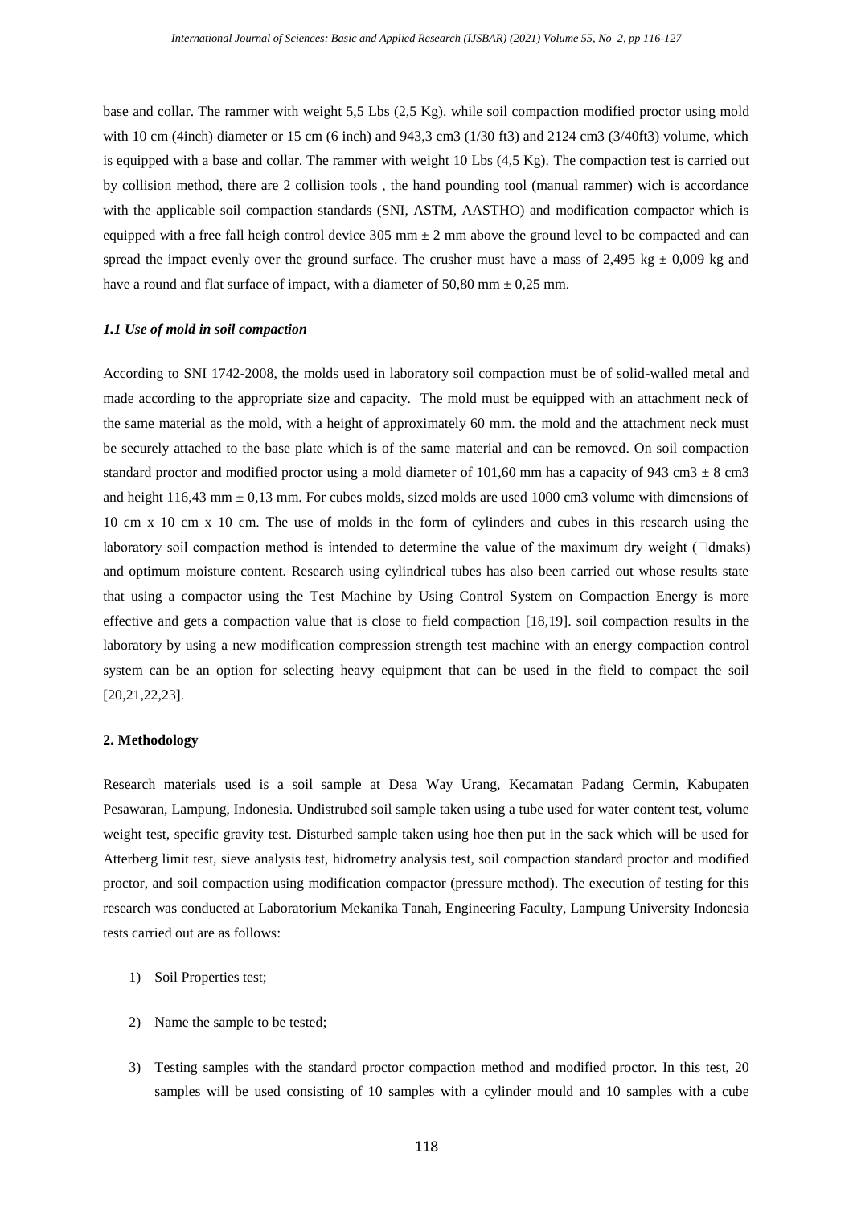base and collar. The rammer with weight 5,5 Lbs (2,5 Kg). while soil compaction modified proctor using mold with 10 cm (4inch) diameter or 15 cm (6 inch) and 943,3 cm3 (1/30 ft3) and 2124 cm3 (3/40ft3) volume, which is equipped with a base and collar. The rammer with weight 10 Lbs (4,5 Kg). The compaction test is carried out by collision method, there are 2 collision tools , the hand pounding tool (manual rammer) wich is accordance with the applicable soil compaction standards (SNI, ASTM, AASTHO) and modification compactor which is equipped with a free fall heigh control device 305 mm ± 2 mm above the ground level to be compacted and can spread the impact evenly over the ground surface. The crusher must have a mass of 2,495 kg ± 0,009 kg and have a round and flat surface of impact, with a diameter of 50,80 mm ± 0,25 mm.

### *1.1 Use of mold in soil compaction*

According to SNI 1742-2008, the molds used in laboratory soil compaction must be of solid-walled metal and made according to the appropriate size and capacity. The mold must be equipped with an attachment neck of the same material as the mold, with a height of approximately 60 mm. the mold and the attachment neck must be securely attached to the base plate which is of the same material and can be removed. On soil compaction standard proctor and modified proctor using a mold diameter of 101,60 mm has a capacity of 943 cm3 ± 8 cm3 and height 116,43 mm ± 0,13 mm. For cubes molds, sized molds are used 1000 cm3 volume with dimensions of 10 cm x 10 cm x 10 cm. The use of molds in the form of cylinders and cubes in this research using the laboratory soil compaction method is intended to determine the value of the maximum dry weight ($\gamma$dmaks) and optimum moisture content. Research using cylindrical tubes has also been carried out whose results state that using a compactor using the Test Machine by Using Control System on Compaction Energy is more effective and gets a compaction value that is close to field compaction [18,19]. soil compaction results in the laboratory by using a new modification compression strength test machine with an energy compaction control system can be an option for selecting heavy equipment that can be used in the field to compact the soil [20,21,22,23].

## 2. Methodology

Research materials used is a soil sample at Desa Way Urang, Kecamatan Padang Cermin, Kabupaten Pesawaran, Lampung, Indonesia. Undistrubed soil sample taken using a tube used for water content test, volume weight test, specific gravity test. Disturbed sample taken using hoe then put in the sack which will be used for Atterberg limit test, sieve analysis test, hidrometry analysis test, soil compaction standard proctor and modified proctor, and soil compaction using modification compactor (pressure method). The execution of testing for this research was conducted at Laboratorium Mekanika Tanah, Engineering Faculty, Lampung University Indonesia tests carried out are as follows:

1) Soil Properties test;
2) Name the sample to be tested;
3) Testing samples with the standard proctor compaction method and modified proctor. In this test, 20 samples will be used consisting of 10 samples with a cylinder mould and 10 samples with a cube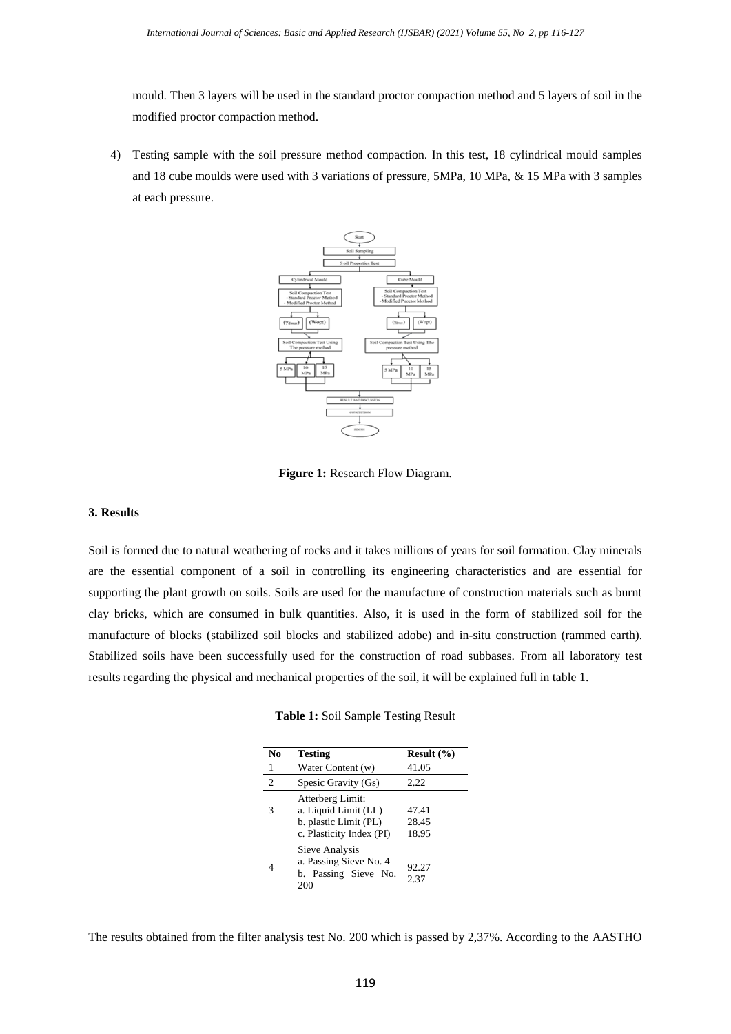mould. Then 3 layers will be used in the standard proctor compaction method and 5 layers of soil in the modified proctor compaction method.

4) Testing sample with the soil pressure method compaction. In this test, 18 cylindrical mould samples and 18 cube moulds were used with 3 variations of pressure, 5MPa, 10 MPa, & 15 MPa with 3 samples at each pressure.

**Figure 1:** Research Flow Diagram.

### 3. Results

Soil is formed due to natural weathering of rocks and it takes millions of years for soil formation. Clay minerals are the essential component of a soil in controlling its engineering characteristics and are essential for supporting the plant growth on soils. Soils are used for the manufacture of construction materials such as burnt clay bricks, which are consumed in bulk quantities. Also, it is used in the form of stabilized soil for the manufacture of blocks (stabilized soil blocks and stabilized adobe) and in-situ construction (rammed earth). Stabilized soils have been successfully used for the construction of road subbases. From all laboratory test results regarding the physical and mechanical properties of the soil, it will be explained full in table 1.

**Table 1:** Soil Sample Testing Result

| No | Testing | Result (%) |
|---|---|---|
| 1 | Water Content (w) | 41.05 |
| 2 | Spesic Gravity (Gs) | 2.22 |
| 3 | Atterberg Limit:<br>a. Liquid Limit (LL)<br>b. plastic Limit (PL)<br>c. Plasticity Index (PI) | <br>47.41<br>28.45<br>18.95 |
| 4 | Sieve Analysis<br>a. Passing Sieve No. 4<br>b. Passing Sieve No. 200 | <br>92.27<br>2.37 |

The results obtained from the filter analysis test No. 200 which is passed by 2,37%. According to the AASTHO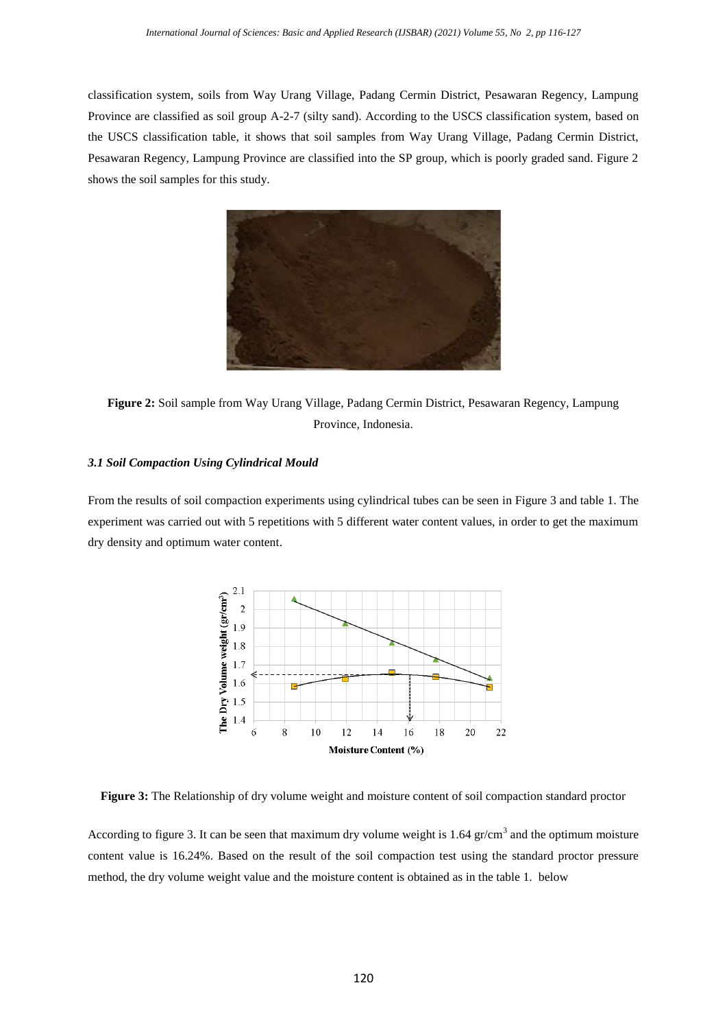classification system, soils from Way Urang Village, Padang Cermin District, Pesawaran Regency, Lampung Province are classified as soil group A-2-7 (silty sand). According to the USCS classification system, based on the USCS classification table, it shows that soil samples from Way Urang Village, Padang Cermin District, Pesawaran Regency, Lampung Province are classified into the SP group, which is poorly graded sand. Figure 2 shows the soil samples for this study.

**Figure 2:** Soil sample from Way Urang Village, Padang Cermin District, Pesawaran Regency, Lampung Province, Indonesia.

### *3.1 Soil Compaction Using Cylindrical Mould*

From the results of soil compaction experiments using cylindrical tubes can be seen in Figure 3 and table 1. The experiment was carried out with 5 repetitions with 5 different water content values, in order to get the maximum dry density and optimum water content.

**Figure 3:** The Relationship of dry volume weight and moisture content of soil compaction standard proctor

According to figure 3. It can be seen that maximum dry volume weight is 1.64 gr/cm$^3$ and the optimum moisture content value is 16.24%. Based on the result of the soil compaction test using the standard proctor pressure method, the dry volume weight value and the moisture content is obtained as in the table 1. below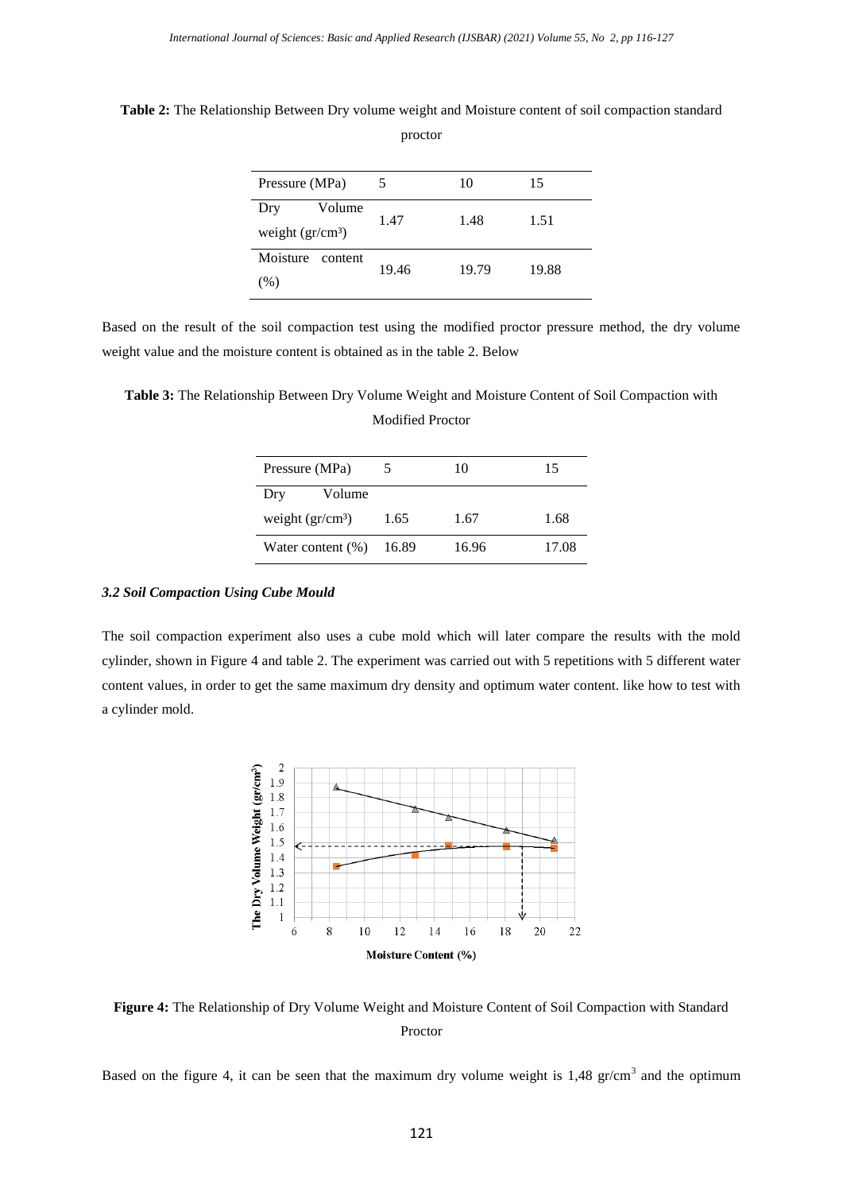**Table 2:** The Relationship Between Dry volume weight and Moisture content of soil compaction standard proctor

| Pressure (MPa) | 5 | 10 | 15 |
|---|---|---|---|
| Dry Volume weight (gr/cm³) | 1.47 | 1.48 | 1.51 |
| Moisture content (%) | 19.46 | 19.79 | 19.88 |

Based on the result of the soil compaction test using the modified proctor pressure method, the dry volume weight value and the moisture content is obtained as in the table 2. Below

**Table 3:** The Relationship Between Dry Volume Weight and Moisture Content of Soil Compaction with Modified Proctor

| Pressure (MPa) | 5 | 10 | 15 |
|---|---|---|---|
| Dry Volume weight (gr/cm³) | 1.65 | 1.67 | 1.68 |
| Water content (%) | 16.89 | 16.96 | 17.08 |

### *3.2 Soil Compaction Using Cube Mould*

The soil compaction experiment also uses a cube mold which will later compare the results with the mold cylinder, shown in Figure 4 and table 2. The experiment was carried out with 5 repetitions with 5 different water content values, in order to get the same maximum dry density and optimum water content. like how to test with a cylinder mold.

**Figure 4:** The Relationship of Dry Volume Weight and Moisture Content of Soil Compaction with Standard Proctor

Based on the figure 4, it can be seen that the maximum dry volume weight is 1,48 gr/cm$^3$ and the optimum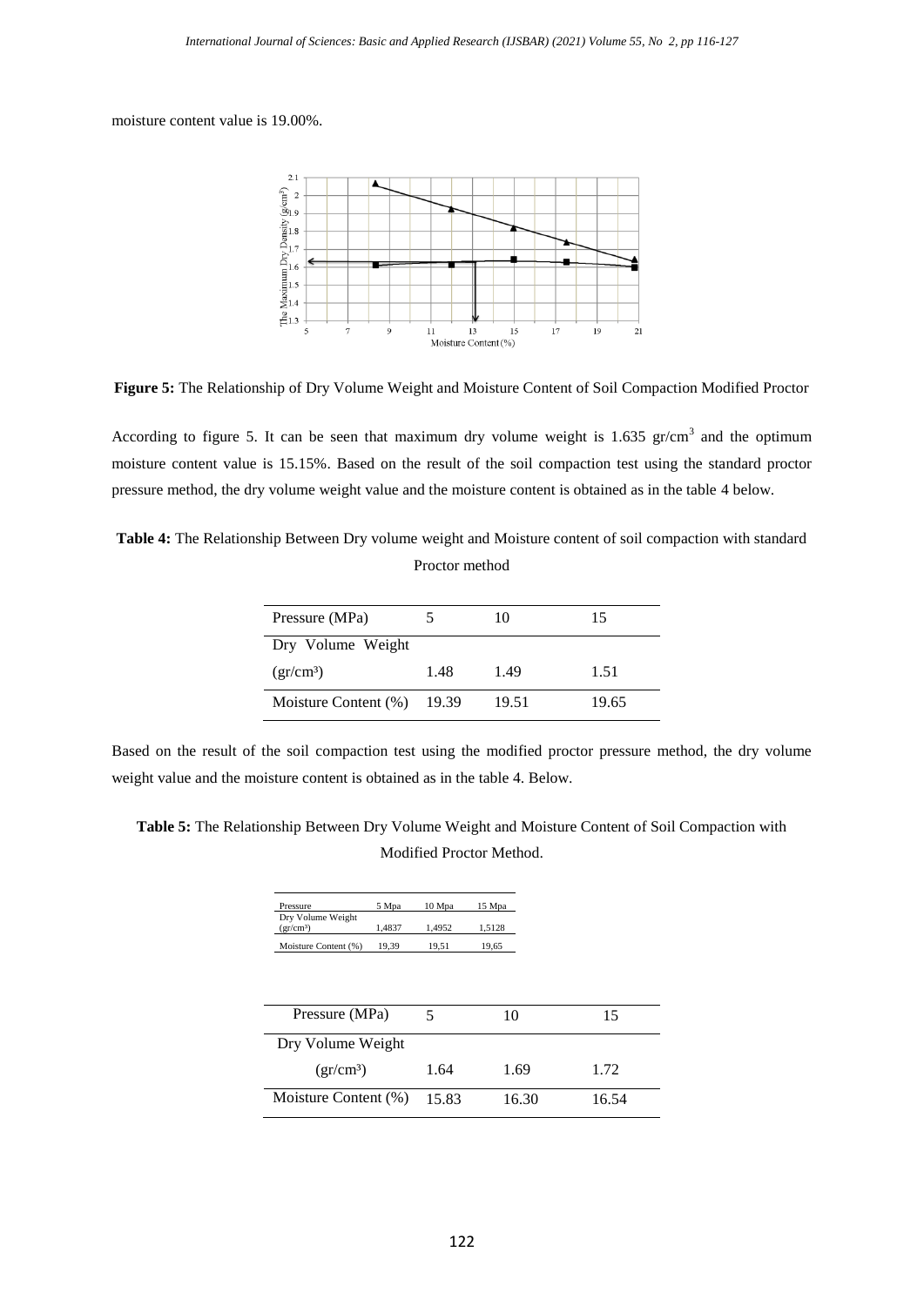moisture content value is 19.00%.

**Figure 5:** The Relationship of Dry Volume Weight and Moisture Content of Soil Compaction Modified Proctor

According to figure 5. It can be seen that maximum dry volume weight is 1.635 gr/cm$^3$ and the optimum moisture content value is 15.15%. Based on the result of the soil compaction test using the standard proctor pressure method, the dry volume weight value and the moisture content is obtained as in the table 4 below.

**Table 4:** The Relationship Between Dry volume weight and Moisture content of soil compaction with standard Proctor method

| Pressure (MPa) | 5 | 10 | 15 |
|---|---|---|---|
| Dry Volume Weight (gr/cm³) | 1.48 | 1.49 | 1.51 |
| Moisture Content (%) | 19.39 | 19.51 | 19.65 |

Based on the result of the soil compaction test using the modified proctor pressure method, the dry volume weight value and the moisture content is obtained as in the table 4. Below.

**Table 5:** The Relationship Between Dry Volume Weight and Moisture Content of Soil Compaction with Modified Proctor Method.

| Pressure | 5 Mpa | 10 Mpa | 15 Mpa |
|---|---|---|---|
| Dry Volume Weight (gr/cm³) | 1,4837 | 1,4952 | 1,5128 |
| Moisture Content (%) | 19,39 | 19,51 | 19,65 |

| Pressure (MPa) | 5 | 10 | 15 |
|---|---|---|---|
| Dry Volume Weight (gr/cm³) | 1.64 | 1.69 | 1.72 |
| Moisture Content (%) | 15.83 | 16.30 | 16.54 |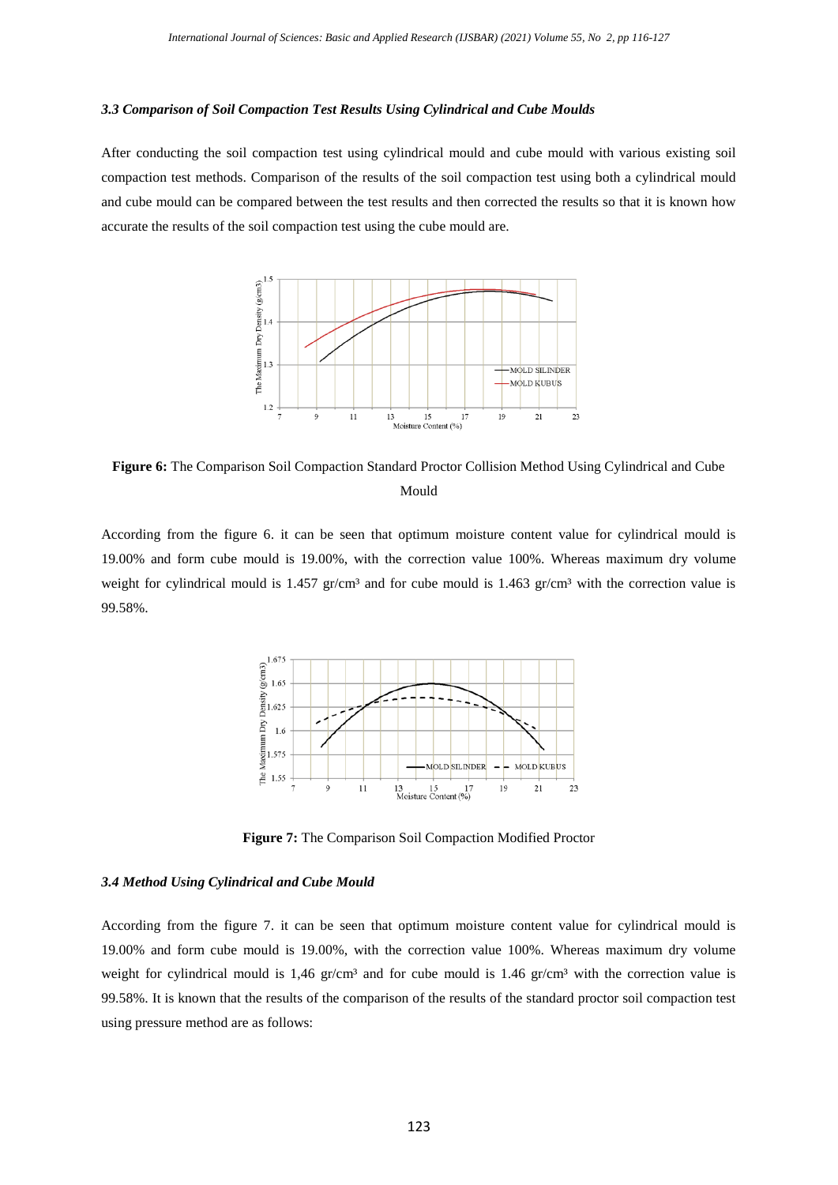### *3.3 Comparison of Soil Compaction Test Results Using Cylindrical and Cube Moulds*

After conducting the soil compaction test using cylindrical mould and cube mould with various existing soil compaction test methods. Comparison of the results of the soil compaction test using both a cylindrical mould and cube mould can be compared between the test results and then corrected the results so that it is known how accurate the results of the soil compaction test using the cube mould are.

**Figure 6:** The Comparison Soil Compaction Standard Proctor Collision Method Using Cylindrical and Cube Mould

According from the figure 6. it can be seen that optimum moisture content value for cylindrical mould is 19.00% and form cube mould is 19.00%, with the correction value 100%. Whereas maximum dry volume weight for cylindrical mould is 1.457 gr/cm³ and for cube mould is 1.463 gr/cm³ with the correction value is 99.58%.

**Figure 7:** The Comparison Soil Compaction Modified Proctor

### *3.4 Method Using Cylindrical and Cube Mould*

According from the figure 7. it can be seen that optimum moisture content value for cylindrical mould is 19.00% and form cube mould is 19.00%, with the correction value 100%. Whereas maximum dry volume weight for cylindrical mould is 1,46 gr/cm³ and for cube mould is 1.46 gr/cm³ with the correction value is 99.58%. It is known that the results of the comparison of the results of the standard proctor soil compaction test using pressure method are as follows: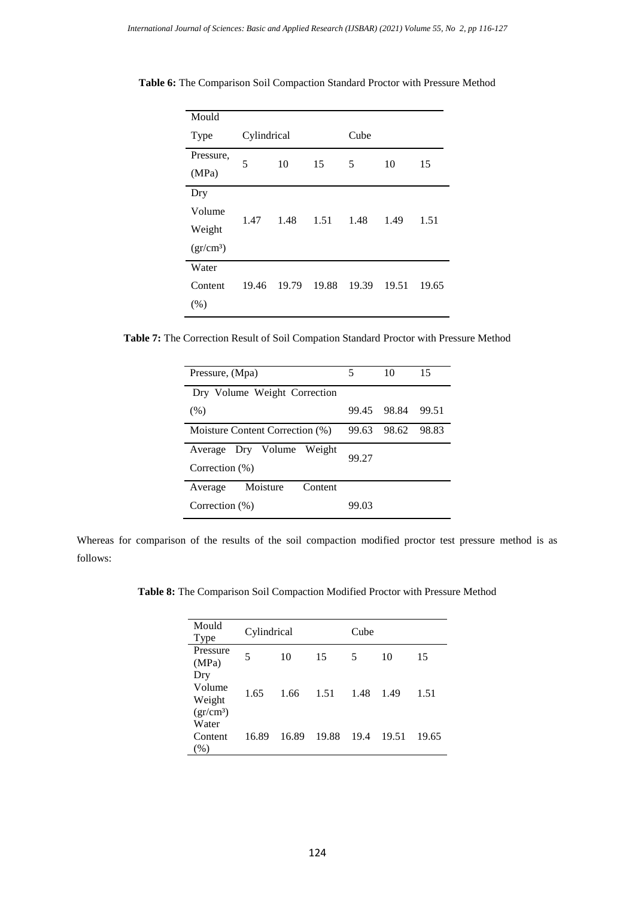**Table 6:** The Comparison Soil Compaction Standard Proctor with Pressure Method

| Mould Type | Cylindrical | | | Cube | | |
|---|---|---|---|---|---|---|
| Pressure, (MPa) | 5 | 10 | 15 | 5 | 10 | 15 |
| Dry Volume Weight (gr/cm³) | 1.47 | 1.48 | 1.51 | 1.48 | 1.49 | 1.51 |
| Water Content (%) | 19.46 | 19.79 | 19.88 | 19.39 | 19.51 | 19.65 |

**Table 7:** The Correction Result of Soil Compation Standard Proctor with Pressure Method

| Pressure, (Mpa) | 5 | 10 | 15 |
|---|---|---|---|
| Dry Volume Weight Correction (%) | 99.45 | 98.84 | 99.51 |
| Moisture Content Correction (%) | 99.63 | 98.62 | 98.83 |
| Average Dry Volume Weight Correction (%) | 99.27 | | |
| Average Moisture Content Correction (%) | 99.03 | | |

Whereas for comparison of the results of the soil compaction modified proctor test pressure method is as follows:

**Table 8:** The Comparison Soil Compaction Modified Proctor with Pressure Method

| Mould Type | Cylindrical | | | Cube | | |
|---|---|---|---|---|---|---|
| Pressure (MPa) | 5 | 10 | 15 | 5 | 10 | 15 |
| Dry Volume Weight (gr/cm³) | 1.65 | 1.66 | 1.51 | 1.48 | 1.49 | 1.51 |
| Water Content (%) | 16.89 | 16.89 | 19.88 | 19.4 | 19.51 | 19.65 |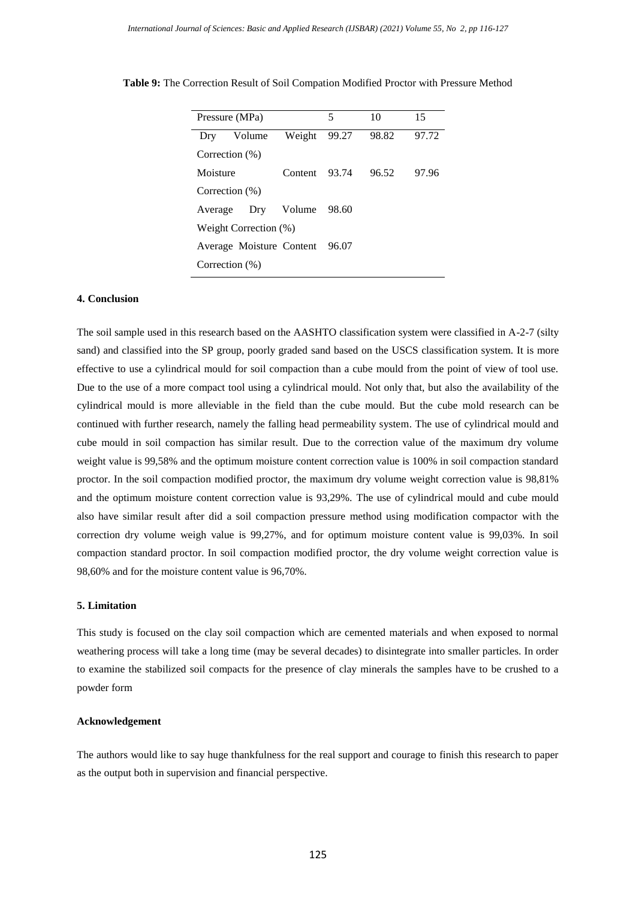**Table 9:** The Correction Result of Soil Compation Modified Proctor with Pressure Method

| Pressure (MPa) | 5 | 10 | 15 |
|---|---|---|---|
| Dry Volume Weight Correction (%) | 99.27 | 98.82 | 97.72 |
| Moisture Content Correction (%) | 93.74 | 96.52 | 97.96 |
| Average Dry Volume Weight Correction (%) | 98.60 | | |
| Average Moisture Content Correction (%) | 96.07 | | |

#### 4. Conclusion

The soil sample used in this research based on the AASHTO classification system were classified in A-2-7 (silty sand) and classified into the SP group, poorly graded sand based on the USCS classification system. It is more effective to use a cylindrical mould for soil compaction than a cube mould from the point of view of tool use. Due to the use of a more compact tool using a cylindrical mould. Not only that, but also the availability of the cylindrical mould is more alleviable in the field than the cube mould. But the cube mold research can be continued with further research, namely the falling head permeability system. The use of cylindrical mould and cube mould in soil compaction has similar result. Due to the correction value of the maximum dry volume weight value is 99,58% and the optimum moisture content correction value is 100% in soil compaction standard proctor. In the soil compaction modified proctor, the maximum dry volume weight correction value is 98,81% and the optimum moisture content correction value is 93,29%. The use of cylindrical mould and cube mould also have similar result after did a soil compaction pressure method using modification compactor with the correction dry volume weigh value is 99,27%, and for optimum moisture content value is 99,03%. In soil compaction standard proctor. In soil compaction modified proctor, the dry volume weight correction value is 98,60% and for the moisture content value is 96,70%.

#### 5. Limitation

This study is focused on the clay soil compaction which are cemented materials and when exposed to normal weathering process will take a long time (may be several decades) to disintegrate into smaller particles. In order to examine the stabilized soil compacts for the presence of clay minerals the samples have to be crushed to a powder form

#### Acknowledgement

The authors would like to say huge thankfulness for the real support and courage to finish this research to paper as the output both in supervision and financial perspective.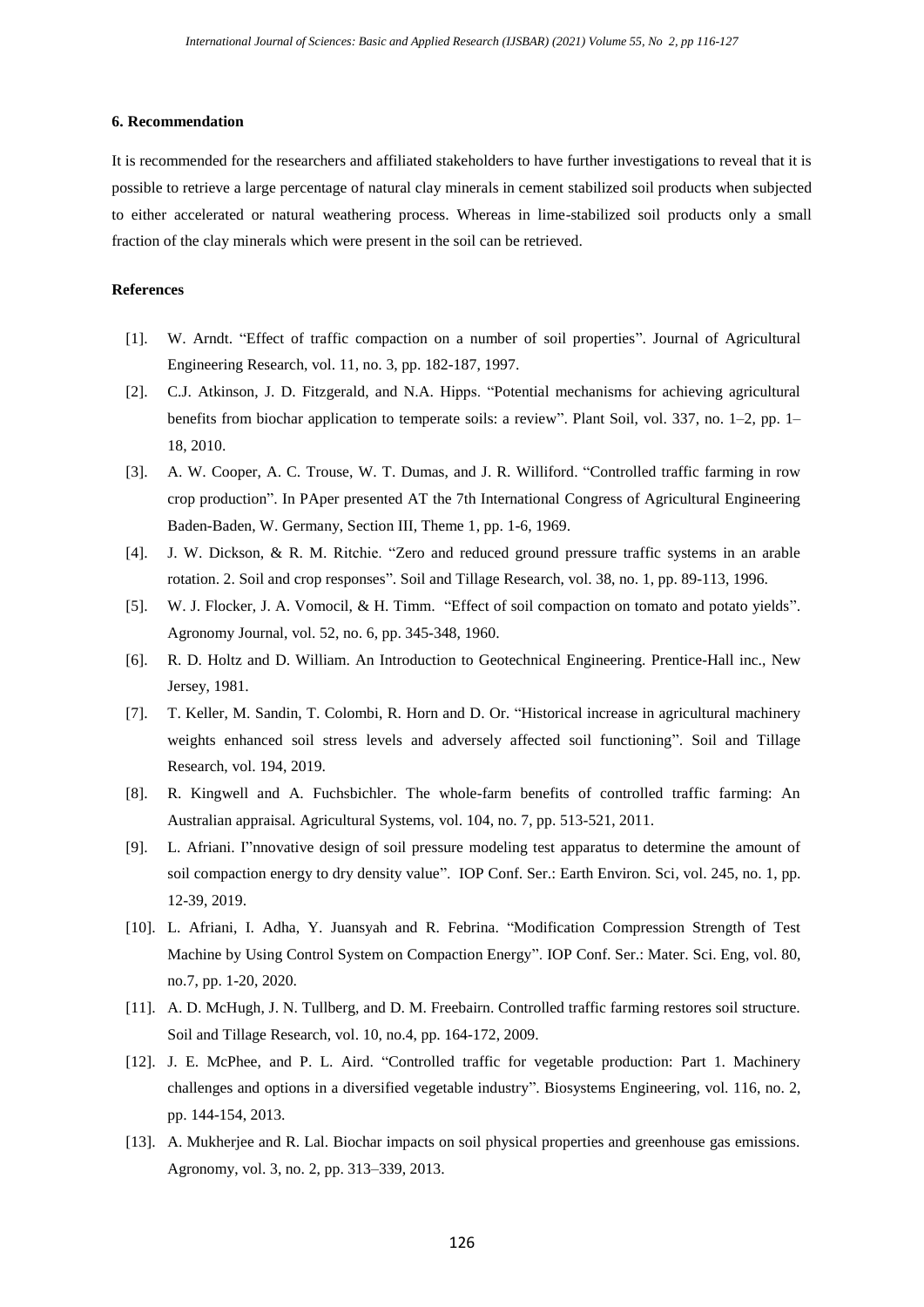## 6. Recommendation

It is recommended for the researchers and affiliated stakeholders to have further investigations to reveal that it is possible to retrieve a large percentage of natural clay minerals in cement stabilized soil products when subjected to either accelerated or natural weathering process. Whereas in lime-stabilized soil products only a small fraction of the clay minerals which were present in the soil can be retrieved.

## References

[1]. W. Arndt. "Effect of traffic compaction on a number of soil properties". Journal of Agricultural Engineering Research, vol. 11, no. 3, pp. 182-187, 1997.

[2]. C.J. Atkinson, J. D. Fitzgerald, and N.A. Hipps. "Potential mechanisms for achieving agricultural benefits from biochar application to temperate soils: a review". Plant Soil, vol. 337, no. 1–2, pp. 1–18, 2010.

[3]. A. W. Cooper, A. C. Trouse, W. T. Dumas, and J. R. Williford. "Controlled traffic farming in row crop production". In PAper presented AT the 7th International Congress of Agricultural Engineering Baden-Baden, W. Germany, Section III, Theme 1, pp. 1-6, 1969.

[4]. J. W. Dickson, & R. M. Ritchie. "Zero and reduced ground pressure traffic systems in an arable rotation. 2. Soil and crop responses". Soil and Tillage Research, vol. 38, no. 1, pp. 89-113, 1996.

[5]. W. J. Flocker, J. A. Vomocil, & H. Timm. "Effect of soil compaction on tomato and potato yields". Agronomy Journal, vol. 52, no. 6, pp. 345-348, 1960.

[6]. R. D. Holtz and D. William. An Introduction to Geotechnical Engineering. Prentice-Hall inc., New Jersey, 1981.

[7]. T. Keller, M. Sandin, T. Colombi, R. Horn and D. Or. "Historical increase in agricultural machinery weights enhanced soil stress levels and adversely affected soil functioning". Soil and Tillage Research, vol. 194, 2019.

[8]. R. Kingwell and A. Fuchsbichler. The whole-farm benefits of controlled traffic farming: An Australian appraisal. Agricultural Systems, vol. 104, no. 7, pp. 513-521, 2011.

[9]. L. Afriani. I"nnovative design of soil pressure modeling test apparatus to determine the amount of soil compaction energy to dry density value". IOP Conf. Ser.: Earth Environ. Sci, vol. 245, no. 1, pp. 12-39, 2019.

[10]. L. Afriani, I. Adha, Y. Juansyah and R. Febrina. "Modification Compression Strength of Test Machine by Using Control System on Compaction Energy". IOP Conf. Ser.: Mater. Sci. Eng, vol. 80, no.7, pp. 1-20, 2020.

[11]. A. D. McHugh, J. N. Tullberg, and D. M. Freebairn. Controlled traffic farming restores soil structure. Soil and Tillage Research, vol. 10, no.4, pp. 164-172, 2009.

[12]. J. E. McPhee, and P. L. Aird. "Controlled traffic for vegetable production: Part 1. Machinery challenges and options in a diversified vegetable industry". Biosystems Engineering, vol. 116, no. 2, pp. 144-154, 2013.

[13]. A. Mukherjee and R. Lal. Biochar impacts on soil physical properties and greenhouse gas emissions. Agronomy, vol. 3, no. 2, pp. 313–339, 2013.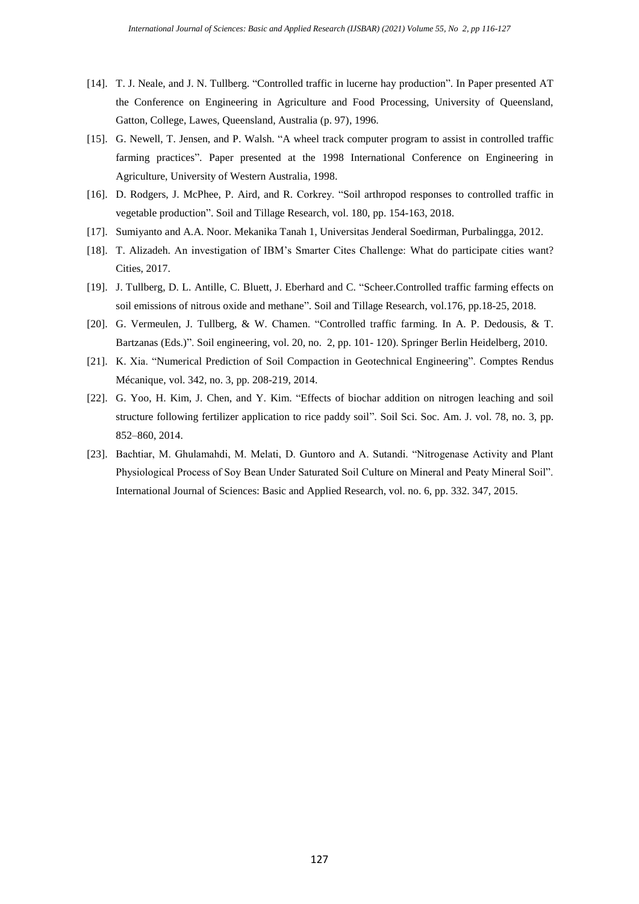[14]. T. J. Neale, and J. N. Tullberg. "Controlled traffic in lucerne hay production". In Paper presented AT the Conference on Engineering in Agriculture and Food Processing, University of Queensland, Gatton, College, Lawes, Queensland, Australia (p. 97), 1996.

[15]. G. Newell, T. Jensen, and P. Walsh. "A wheel track computer program to assist in controlled traffic farming practices". Paper presented at the 1998 International Conference on Engineering in Agriculture, University of Western Australia, 1998.

[16]. D. Rodgers, J. McPhee, P. Aird, and R. Corkrey. "Soil arthropod responses to controlled traffic in vegetable production". Soil and Tillage Research, vol. 180, pp. 154-163, 2018.

[17]. Sumiyanto and A.A. Noor. Mekanika Tanah 1, Universitas Jenderal Soedirman, Purbalingga, 2012.

[18]. T. Alizadeh. An investigation of IBM's Smarter Cites Challenge: What do participate cities want? Cities, 2017.

[19]. J. Tullberg, D. L. Antille, C. Bluett, J. Eberhard and C. "Scheer.Controlled traffic farming effects on soil emissions of nitrous oxide and methane". Soil and Tillage Research, vol.176, pp.18-25, 2018.

[20]. G. Vermeulen, J. Tullberg, & W. Chamen. "Controlled traffic farming. In A. P. Dedousis, & T. Bartzanas (Eds.)". Soil engineering, vol. 20, no. 2, pp. 101- 120). Springer Berlin Heidelberg, 2010.

[21]. K. Xia. "Numerical Prediction of Soil Compaction in Geotechnical Engineering". Comptes Rendus Mécanique, vol. 342, no. 3, pp. 208-219, 2014.

[22]. G. Yoo, H. Kim, J. Chen, and Y. Kim. "Effects of biochar addition on nitrogen leaching and soil structure following fertilizer application to rice paddy soil". Soil Sci. Soc. Am. J. vol. 78, no. 3, pp. 852–860, 2014.

[23]. Bachtiar, M. Ghulamahdi, M. Melati, D. Guntoro and A. Sutandi. "Nitrogenase Activity and Plant Physiological Process of Soy Bean Under Saturated Soil Culture on Mineral and Peaty Mineral Soil". International Journal of Sciences: Basic and Applied Research, vol. no. 6, pp. 332. 347, 2015.